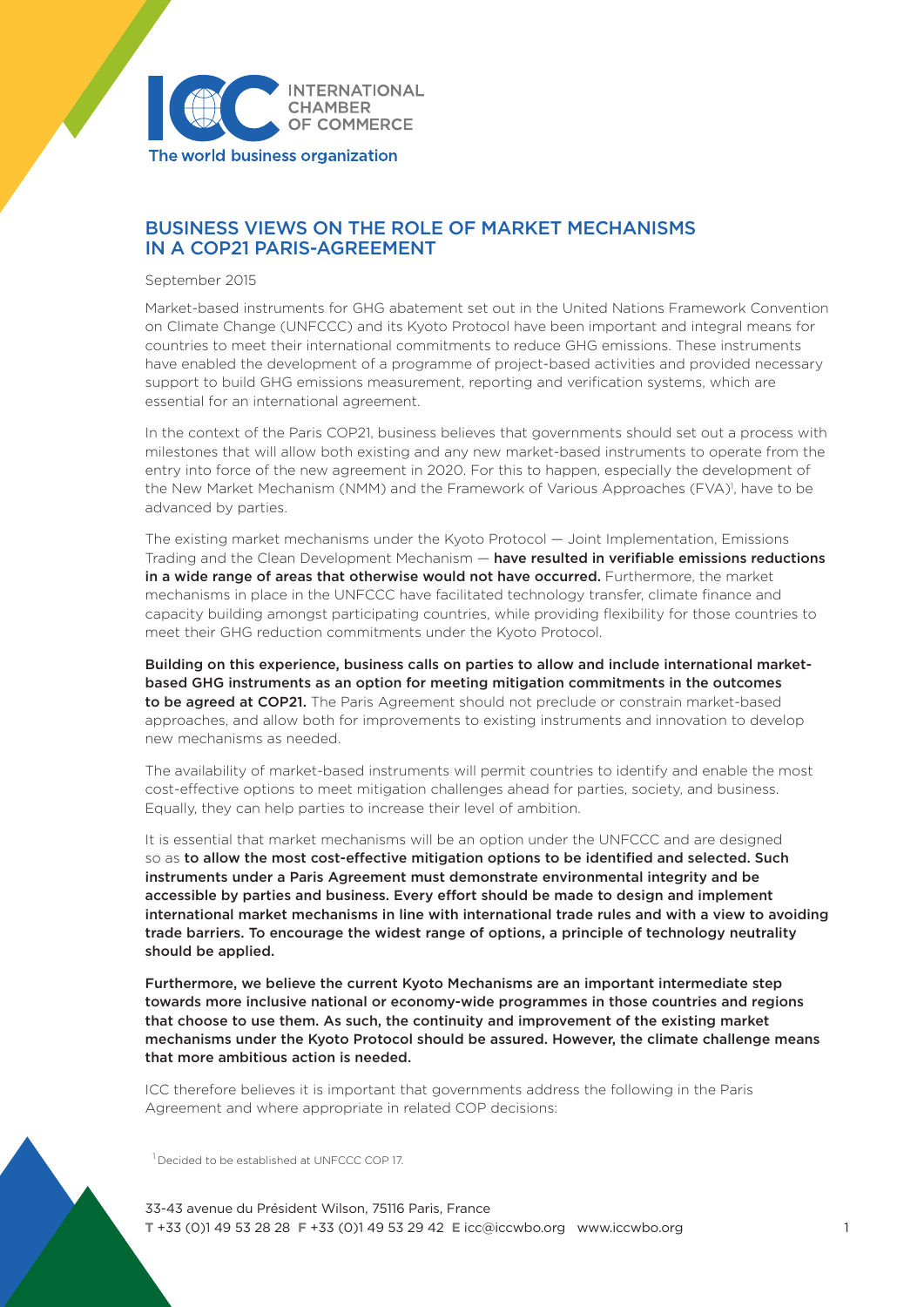INTERNATIONAL CHAMBER OF COMMERCE

The world business organization

# BUSINESS VIEWS ON THE ROLE OF MARKET MECHANISMS IN A COP21 PARIS-AGREEMENT

September 2015

Market-based instruments for GHG abatement set out in the United Nations Framework Convention on Climate Change (UNFCCC) and its Kyoto Protocol have been important and integral means for countries to meet their international commitments to reduce GHG emissions. These instruments have enabled the development of a programme of project-based activities and provided necessary support to build GHG emissions measurement, reporting and verification systems, which are essential for an international agreement.

In the context of the Paris COP21, business believes that governments should set out a process with milestones that will allow both existing and any new market-based instruments to operate from the entry into force of the new agreement in 2020. For this to happen, especially the development of the New Market Mechanism (NMM) and the Framework of Various Approaches (FVA)[1], have to be advanced by parties.

The existing market mechanisms under the Kyoto Protocol — Joint Implementation, Emissions Trading and the Clean Development Mechanism — **have resulted in verifiable emissions reductions in a wide range of areas that otherwise would not have occurred.** Furthermore, the market mechanisms in place in the UNFCCC have facilitated technology transfer, climate finance and capacity building amongst participating countries, while providing flexibility for those countries to meet their GHG reduction commitments under the Kyoto Protocol.

**Building on this experience, business calls on parties to allow and include international market-based GHG instruments as an option for meeting mitigation commitments in the outcomes to be agreed at COP21.** The Paris Agreement should not preclude or constrain market-based approaches, and allow both for improvements to existing instruments and innovation to develop new mechanisms as needed.

The availability of market-based instruments will permit countries to identify and enable the most cost-effective options to meet mitigation challenges ahead for parties, society, and business. Equally, they can help parties to increase their level of ambition.

It is essential that market mechanisms will be an option under the UNFCCC and are designed so as **to allow the most cost-effective mitigation options to be identified and selected. Such instruments under a Paris Agreement must demonstrate environmental integrity and be accessible by parties and business. Every effort should be made to design and implement international market mechanisms in line with international trade rules and with a view to avoiding trade barriers. To encourage the widest range of options, a principle of technology neutrality should be applied.**

**Furthermore, we believe the current Kyoto Mechanisms are an important intermediate step towards more inclusive national or economy-wide programmes in those countries and regions that choose to use them. As such, the continuity and improvement of the existing market mechanisms under the Kyoto Protocol should be assured. However, the climate challenge means that more ambitious action is needed.**

ICC therefore believes it is important that governments address the following in the Paris Agreement and where appropriate in related COP decisions:

[1] Decided to be established at UNFCCC COP 17.

33-43 avenue du Président Wilson, 75116 Paris, France
**T** +33 (0)1 49 53 28 28 **F** +33 (0)1 49 53 29 42 **E** icc@iccwbo.org www.iccwbo.org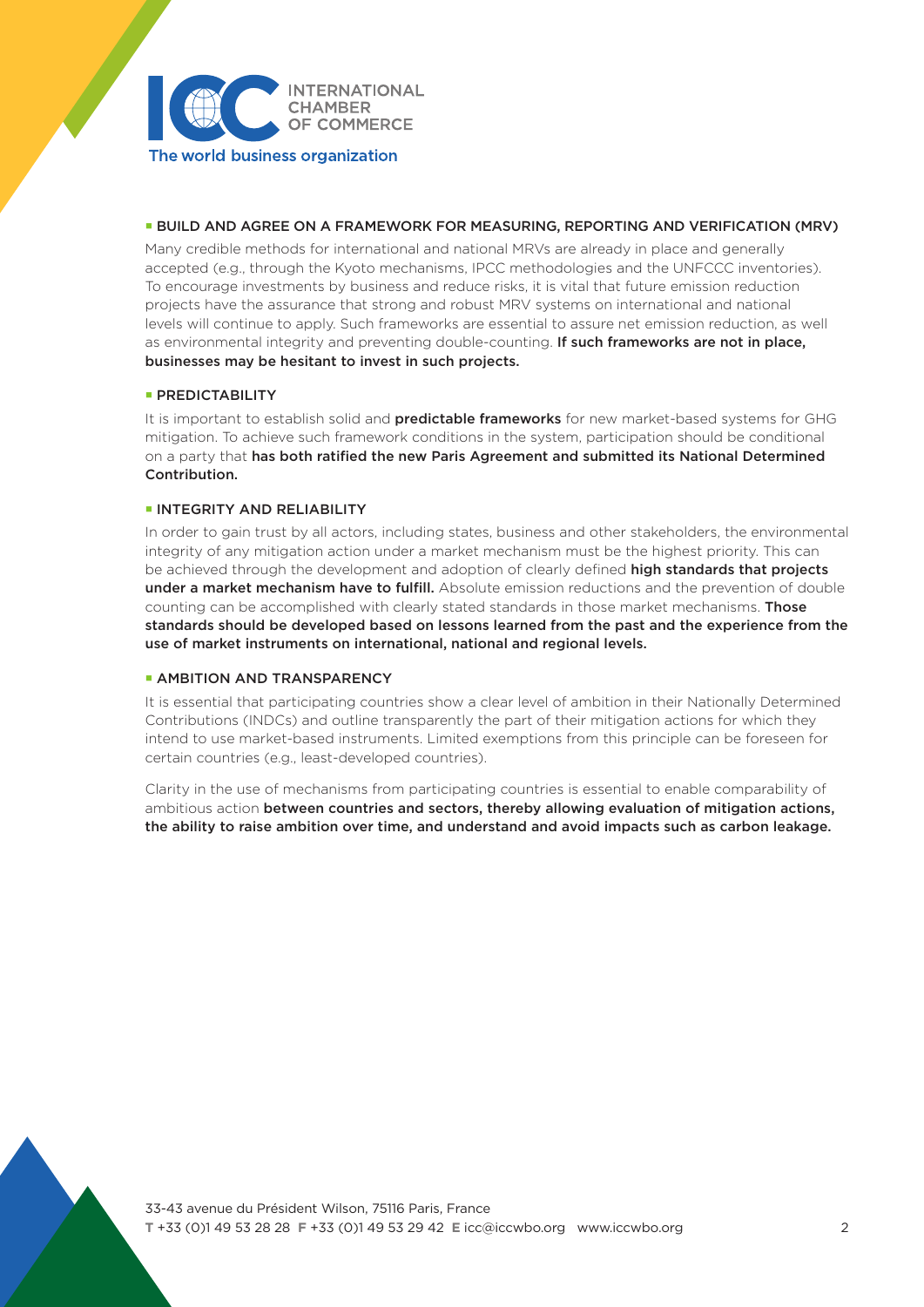## BUILD AND AGREE ON A FRAMEWORK FOR MEASURING, REPORTING AND VERIFICATION (MRV)

Many credible methods for international and national MRVs are already in place and generally accepted (e.g., through the Kyoto mechanisms, IPCC methodologies and the UNFCCC inventories). To encourage investments by business and reduce risks, it is vital that future emission reduction projects have the assurance that strong and robust MRV systems on international and national levels will continue to apply. Such frameworks are essential to assure net emission reduction, as well as environmental integrity and preventing double-counting. **If such frameworks are not in place, businesses may be hesitant to invest in such projects.**

## PREDICTABILITY

It is important to establish solid and **predictable frameworks** for new market-based systems for GHG mitigation. To achieve such framework conditions in the system, participation should be conditional on a party that **has both ratified the new Paris Agreement and submitted its National Determined Contribution.**

## INTEGRITY AND RELIABILITY

In order to gain trust by all actors, including states, business and other stakeholders, the environmental integrity of any mitigation action under a market mechanism must be the highest priority. This can be achieved through the development and adoption of clearly defined **high standards that projects under a market mechanism have to fulfill.** Absolute emission reductions and the prevention of double counting can be accomplished with clearly stated standards in those market mechanisms. **Those standards should be developed based on lessons learned from the past and the experience from the use of market instruments on international, national and regional levels.**

## AMBITION AND TRANSPARENCY

It is essential that participating countries show a clear level of ambition in their Nationally Determined Contributions (INDCs) and outline transparently the part of their mitigation actions for which they intend to use market-based instruments. Limited exemptions from this principle can be foreseen for certain countries (e.g., least-developed countries).

Clarity in the use of mechanisms from participating countries is essential to enable comparability of ambitious action **between countries and sectors, thereby allowing evaluation of mitigation actions, the ability to raise ambition over time, and understand and avoid impacts such as carbon leakage.**